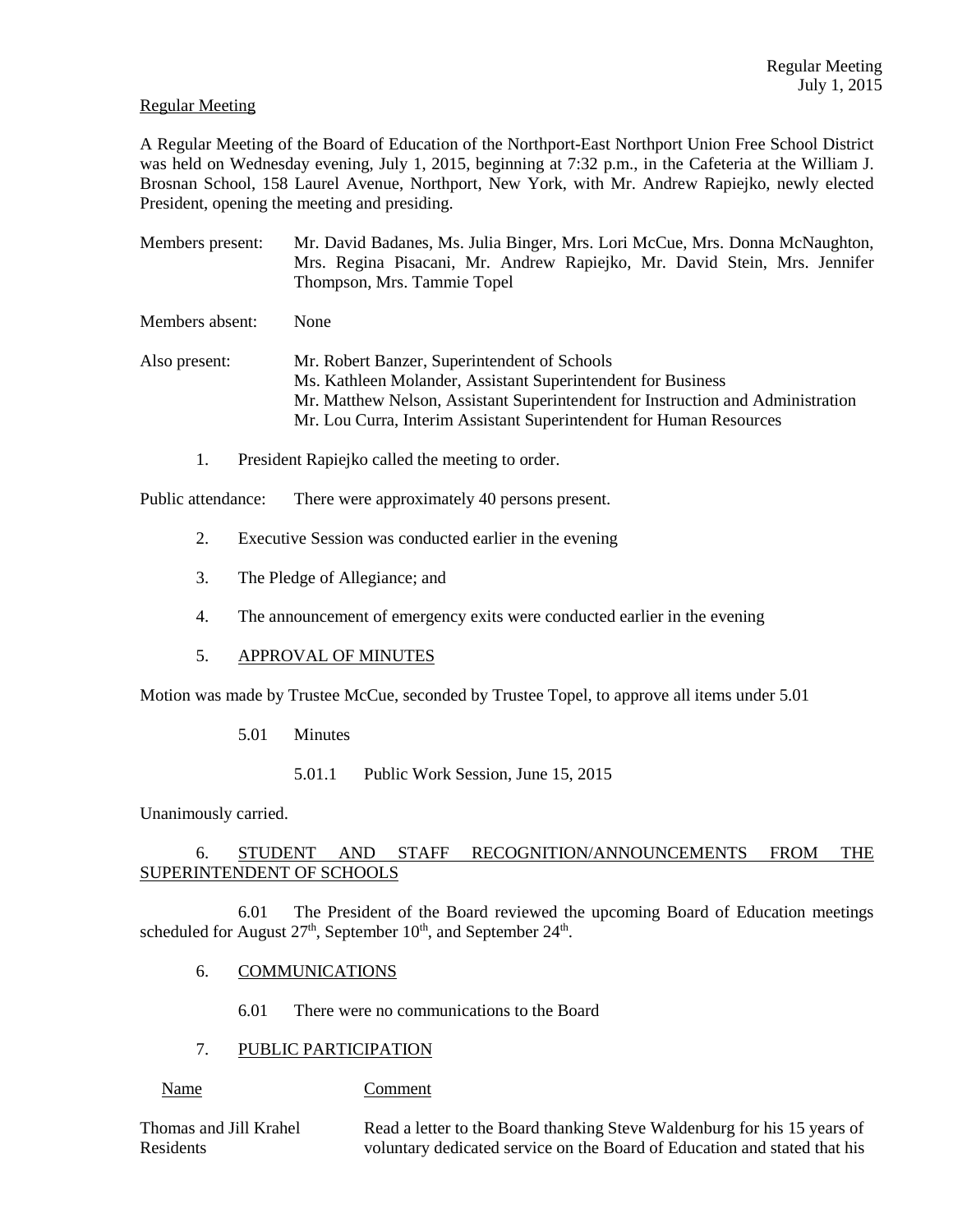Regular Meeting

A Regular Meeting of the Board of Education of the Northport-East Northport Union Free School District was held on Wednesday evening, July 1, 2015, beginning at 7:32 p.m., in the Cafeteria at the William J. Brosnan School, 158 Laurel Avenue, Northport, New York, with Mr. Andrew Rapiejko, newly elected President, opening the meeting and presiding.

Members present: Mr. David Badanes, Ms. Julia Binger, Mrs. Lori McCue, Mrs. Donna McNaughton, Mrs. Regina Pisacani, Mr. Andrew Rapiejko, Mr. David Stein, Mrs. Jennifer Thompson, Mrs. Tammie Topel

Members absent: None

Also present: Mr. Robert Banzer, Superintendent of Schools
Ms. Kathleen Molander, Assistant Superintendent for Business
Mr. Matthew Nelson, Assistant Superintendent for Instruction and Administration
Mr. Lou Curra, Interim Assistant Superintendent for Human Resources

1. President Rapiejko called the meeting to order.

Public attendance: There were approximately 40 persons present.

2. Executive Session was conducted earlier in the evening

3. The Pledge of Allegiance; and

4. The announcement of emergency exits were conducted earlier in the evening

5. APPROVAL OF MINUTES

Motion was made by Trustee McCue, seconded by Trustee Topel, to approve all items under 5.01

5.01 Minutes

5.01.1 Public Work Session, June 15, 2015

Unanimously carried.

6. STUDENT AND STAFF RECOGNITION/ANNOUNCEMENTS FROM THE SUPERINTENDENT OF SCHOOLS

6.01 The President of the Board reviewed the upcoming Board of Education meetings scheduled for August 27th, September 10th, and September 24th.

6. COMMUNICATIONS

6.01 There were no communications to the Board

7. PUBLIC PARTICIPATION

| Name | Comment |
| --- | --- |
| Thomas and Jill Krahel Residents | Read a letter to the Board thanking Steve Waldenburg for his 15 years of voluntary dedicated service on the Board of Education and stated that his |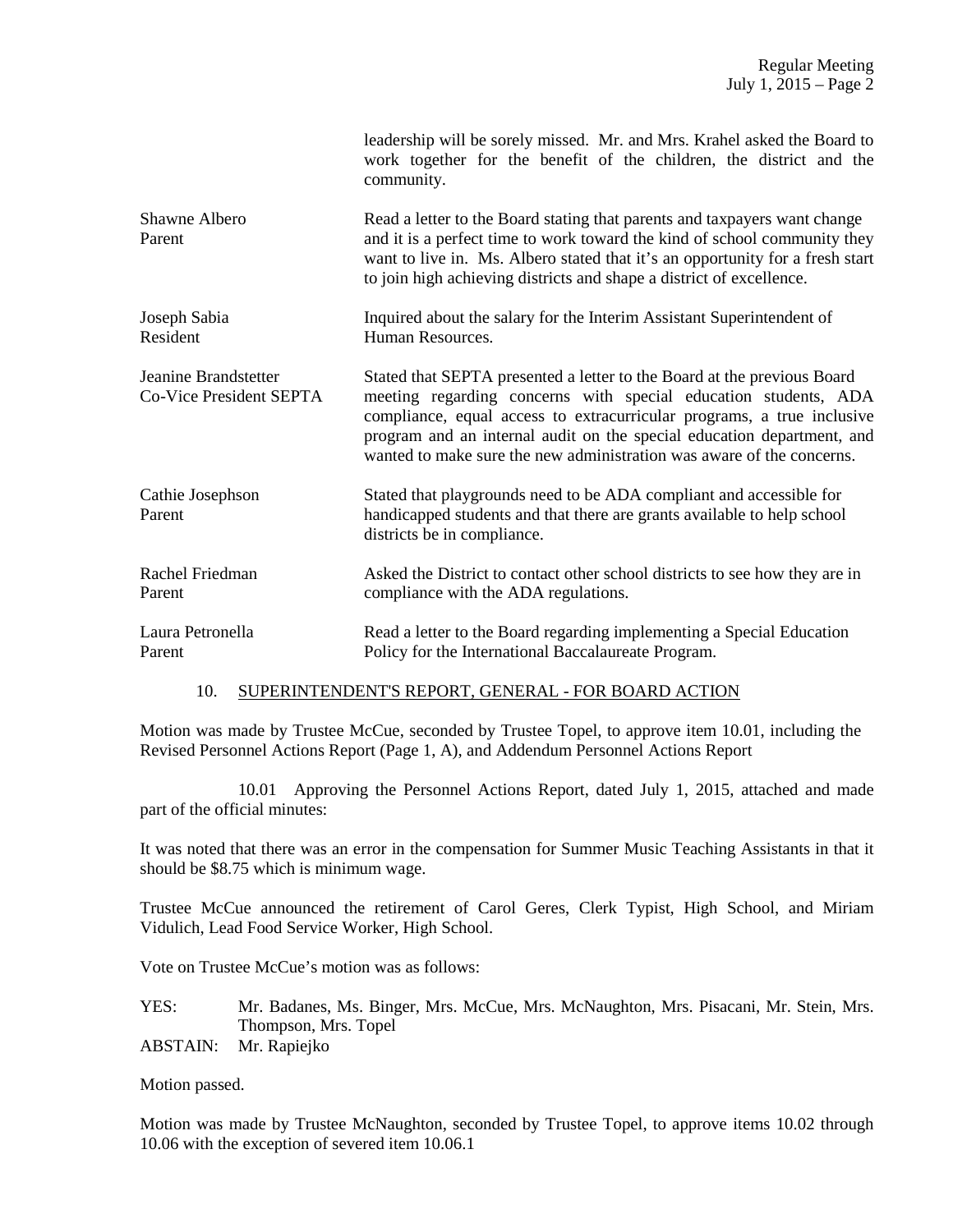leadership will be sorely missed. Mr. and Mrs. Krahel asked the Board to work together for the benefit of the children, the district and the community.

| | |
|---|---|
| Shawne Albero<br>Parent | Read a letter to the Board stating that parents and taxpayers want change and it is a perfect time to work toward the kind of school community they want to live in. Ms. Albero stated that it's an opportunity for a fresh start to join high achieving districts and shape a district of excellence. |
| Joseph Sabia<br>Resident | Inquired about the salary for the Interim Assistant Superintendent of Human Resources. |
| Jeanine Brandstetter<br>Co-Vice President SEPTA | Stated that SEPTA presented a letter to the Board at the previous Board meeting regarding concerns with special education students, ADA compliance, equal access to extracurricular programs, a true inclusive program and an internal audit on the special education department, and wanted to make sure the new administration was aware of the concerns. |
| Cathie Josephson<br>Parent | Stated that playgrounds need to be ADA compliant and accessible for handicapped students and that there are grants available to help school districts be in compliance. |
| Rachel Friedman<br>Parent | Asked the District to contact other school districts to see how they are in compliance with the ADA regulations. |
| Laura Petronella<br>Parent | Read a letter to the Board regarding implementing a Special Education Policy for the International Baccalaureate Program. |

## 10. SUPERINTENDENT'S REPORT, GENERAL - FOR BOARD ACTION

Motion was made by Trustee McCue, seconded by Trustee Topel, to approve item 10.01, including the Revised Personnel Actions Report (Page 1, A), and Addendum Personnel Actions Report

10.01 Approving the Personnel Actions Report, dated July 1, 2015, attached and made part of the official minutes:

It was noted that there was an error in the compensation for Summer Music Teaching Assistants in that it should be $8.75 which is minimum wage.

Trustee McCue announced the retirement of Carol Geres, Clerk Typist, High School, and Miriam Vidulich, Lead Food Service Worker, High School.

Vote on Trustee McCue's motion was as follows:

YES: Mr. Badanes, Ms. Binger, Mrs. McCue, Mrs. McNaughton, Mrs. Pisacani, Mr. Stein, Mrs. Thompson, Mrs. Topel

ABSTAIN: Mr. Rapiejko

Motion passed.

Motion was made by Trustee McNaughton, seconded by Trustee Topel, to approve items 10.02 through 10.06 with the exception of severed item 10.06.1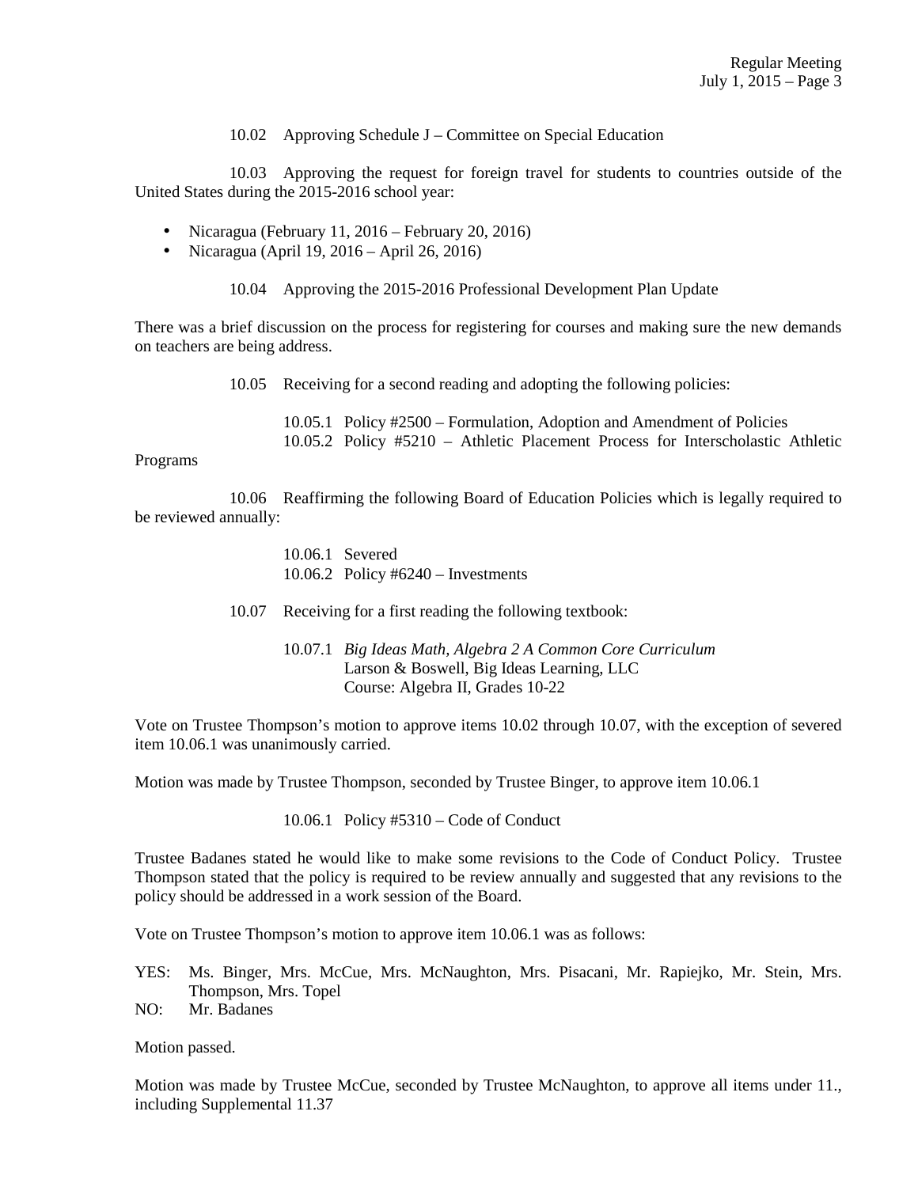10.02 Approving Schedule J – Committee on Special Education

10.03 Approving the request for foreign travel for students to countries outside of the United States during the 2015-2016 school year:

- Nicaragua (February 11, 2016 – February 20, 2016)
- Nicaragua (April 19, 2016 – April 26, 2016)

10.04 Approving the 2015-2016 Professional Development Plan Update

There was a brief discussion on the process for registering for courses and making sure the new demands on teachers are being address.

10.05 Receiving for a second reading and adopting the following policies:

10.05.1 Policy #2500 – Formulation, Adoption and Amendment of Policies
10.05.2 Policy #5210 – Athletic Placement Process for Interscholastic Athletic Programs

10.06 Reaffirming the following Board of Education Policies which is legally required to be reviewed annually:

10.06.1 Severed
10.06.2 Policy #6240 – Investments

10.07 Receiving for a first reading the following textbook:

10.07.1 *Big Ideas Math, Algebra 2 A Common Core Curriculum*
Larson & Boswell, Big Ideas Learning, LLC
Course: Algebra II, Grades 10-22

Vote on Trustee Thompson's motion to approve items 10.02 through 10.07, with the exception of severed item 10.06.1 was unanimously carried.

Motion was made by Trustee Thompson, seconded by Trustee Binger, to approve item 10.06.1

10.06.1 Policy #5310 – Code of Conduct

Trustee Badanes stated he would like to make some revisions to the Code of Conduct Policy. Trustee Thompson stated that the policy is required to be review annually and suggested that any revisions to the policy should be addressed in a work session of the Board.

Vote on Trustee Thompson's motion to approve item 10.06.1 was as follows:

YES: Ms. Binger, Mrs. McCue, Mrs. McNaughton, Mrs. Pisacani, Mr. Rapiejko, Mr. Stein, Mrs. Thompson, Mrs. Topel
NO: Mr. Badanes

Motion passed.

Motion was made by Trustee McCue, seconded by Trustee McNaughton, to approve all items under 11., including Supplemental 11.37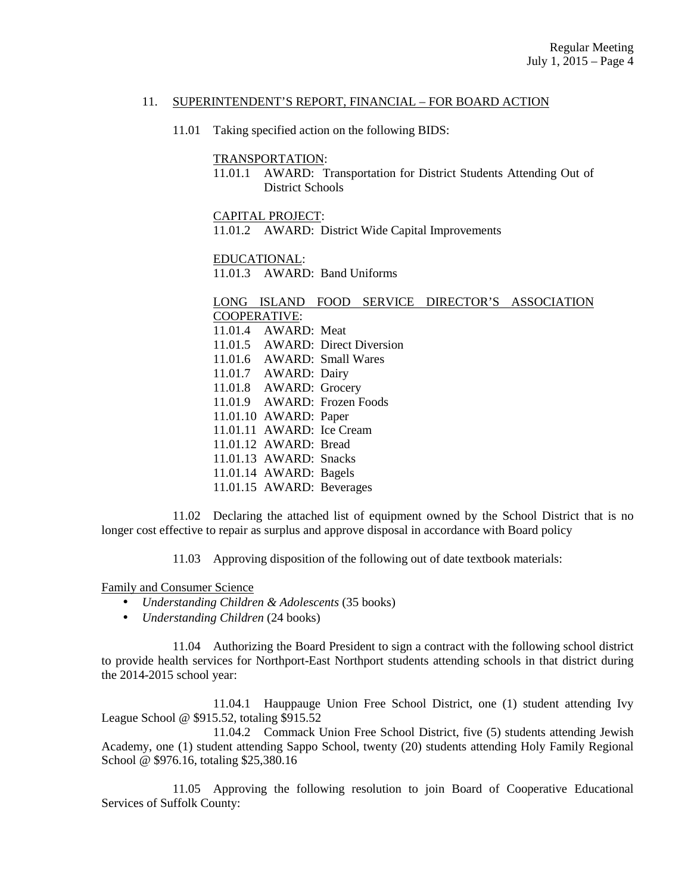11. SUPERINTENDENT'S REPORT, FINANCIAL – FOR BOARD ACTION

11.01 Taking specified action on the following BIDS:

TRANSPORTATION:

11.01.1 AWARD: Transportation for District Students Attending Out of District Schools

CAPITAL PROJECT:

11.01.2 AWARD: District Wide Capital Improvements

EDUCATIONAL:

11.01.3 AWARD: Band Uniforms

LONG ISLAND FOOD SERVICE DIRECTOR'S ASSOCIATION COOPERATIVE:

11.01.4 AWARD: Meat
11.01.5 AWARD: Direct Diversion
11.01.6 AWARD: Small Wares
11.01.7 AWARD: Dairy
11.01.8 AWARD: Grocery
11.01.9 AWARD: Frozen Foods
11.01.10 AWARD: Paper
11.01.11 AWARD: Ice Cream
11.01.12 AWARD: Bread
11.01.13 AWARD: Snacks
11.01.14 AWARD: Bagels
11.01.15 AWARD: Beverages

11.02 Declaring the attached list of equipment owned by the School District that is no longer cost effective to repair as surplus and approve disposal in accordance with Board policy

11.03 Approving disposition of the following out of date textbook materials:

Family and Consumer Science

- *Understanding Children & Adolescents* (35 books)
- *Understanding Children* (24 books)

11.04 Authorizing the Board President to sign a contract with the following school district to provide health services for Northport-East Northport students attending schools in that district during the 2014-2015 school year:

11.04.1 Hauppauge Union Free School District, one (1) student attending Ivy League School @ $915.52, totaling $915.52

11.04.2 Commack Union Free School District, five (5) students attending Jewish Academy, one (1) student attending Sappo School, twenty (20) students attending Holy Family Regional School @ $976.16, totaling $25,380.16

11.05 Approving the following resolution to join Board of Cooperative Educational Services of Suffolk County: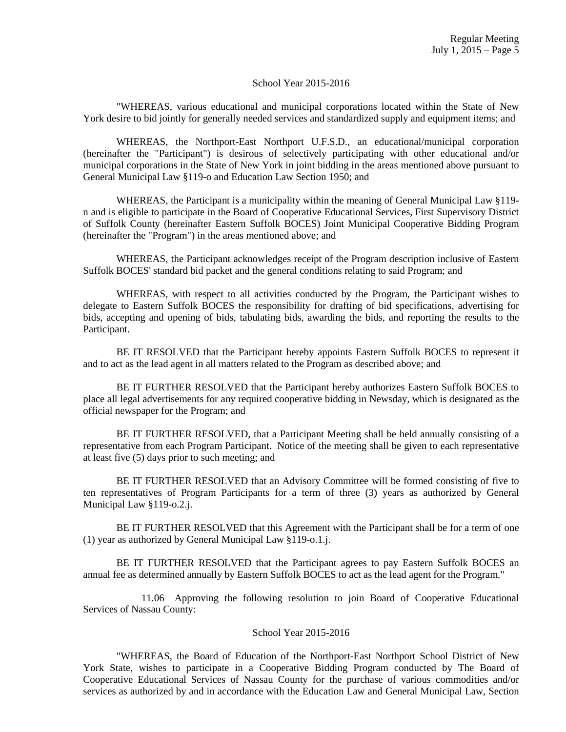School Year 2015-2016

"WHEREAS, various educational and municipal corporations located within the State of New York desire to bid jointly for generally needed services and standardized supply and equipment items; and

WHEREAS, the Northport-East Northport U.F.S.D., an educational/municipal corporation (hereinafter the "Participant") is desirous of selectively participating with other educational and/or municipal corporations in the State of New York in joint bidding in the areas mentioned above pursuant to General Municipal Law §119-o and Education Law Section 1950; and

WHEREAS, the Participant is a municipality within the meaning of General Municipal Law §119-n and is eligible to participate in the Board of Cooperative Educational Services, First Supervisory District of Suffolk County (hereinafter Eastern Suffolk BOCES) Joint Municipal Cooperative Bidding Program (hereinafter the "Program") in the areas mentioned above; and

WHEREAS, the Participant acknowledges receipt of the Program description inclusive of Eastern Suffolk BOCES' standard bid packet and the general conditions relating to said Program; and

WHEREAS, with respect to all activities conducted by the Program, the Participant wishes to delegate to Eastern Suffolk BOCES the responsibility for drafting of bid specifications, advertising for bids, accepting and opening of bids, tabulating bids, awarding the bids, and reporting the results to the Participant.

BE IT RESOLVED that the Participant hereby appoints Eastern Suffolk BOCES to represent it and to act as the lead agent in all matters related to the Program as described above; and

BE IT FURTHER RESOLVED that the Participant hereby authorizes Eastern Suffolk BOCES to place all legal advertisements for any required cooperative bidding in Newsday, which is designated as the official newspaper for the Program; and

BE IT FURTHER RESOLVED, that a Participant Meeting shall be held annually consisting of a representative from each Program Participant. Notice of the meeting shall be given to each representative at least five (5) days prior to such meeting; and

BE IT FURTHER RESOLVED that an Advisory Committee will be formed consisting of five to ten representatives of Program Participants for a term of three (3) years as authorized by General Municipal Law §119-o.2.j.

BE IT FURTHER RESOLVED that this Agreement with the Participant shall be for a term of one (1) year as authorized by General Municipal Law §119-o.1.j.

BE IT FURTHER RESOLVED that the Participant agrees to pay Eastern Suffolk BOCES an annual fee as determined annually by Eastern Suffolk BOCES to act as the lead agent for the Program."

11.06 Approving the following resolution to join Board of Cooperative Educational Services of Nassau County:

School Year 2015-2016

"WHEREAS, the Board of Education of the Northport-East Northport School District of New York State, wishes to participate in a Cooperative Bidding Program conducted by The Board of Cooperative Educational Services of Nassau County for the purchase of various commodities and/or services as authorized by and in accordance with the Education Law and General Municipal Law, Section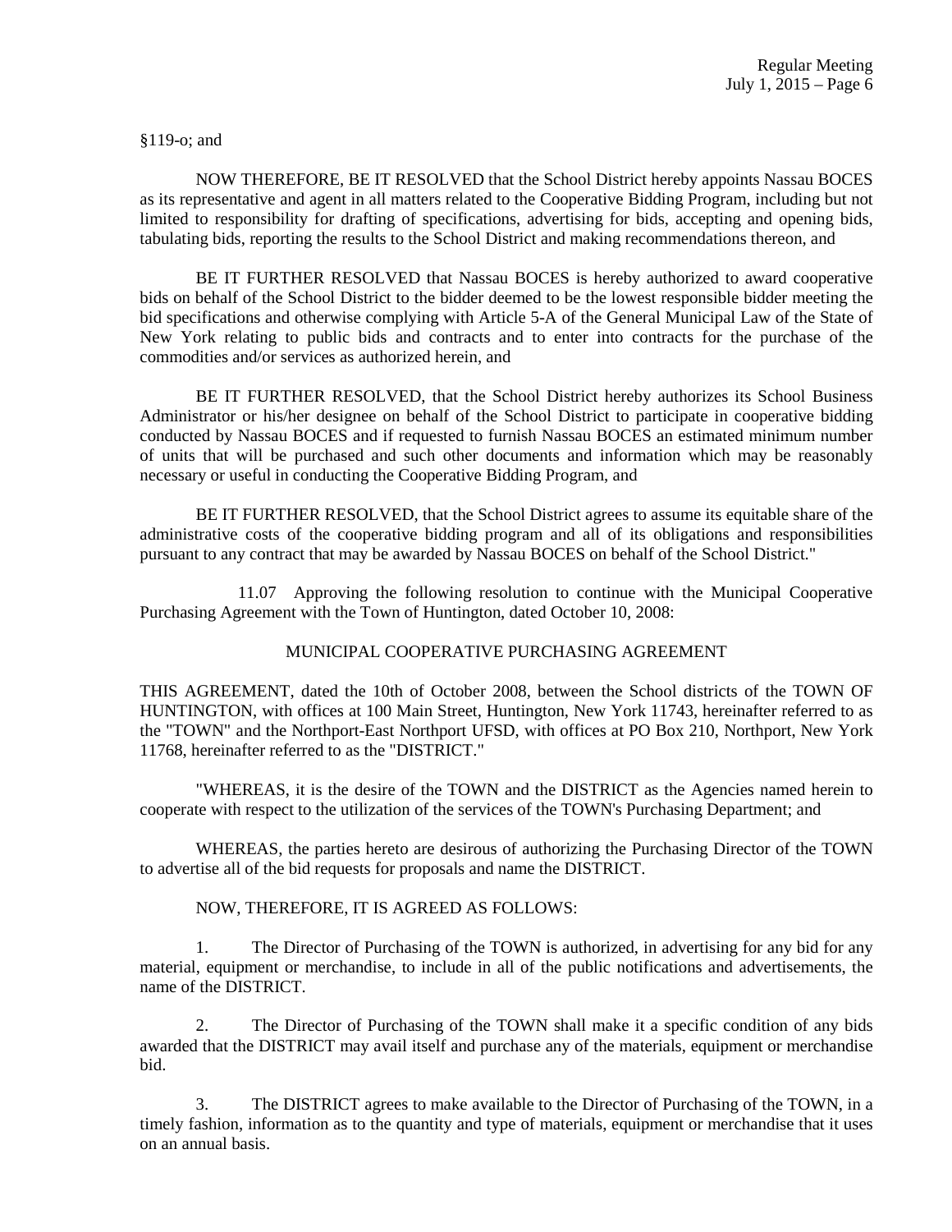§119-o; and

NOW THEREFORE, BE IT RESOLVED that the School District hereby appoints Nassau BOCES as its representative and agent in all matters related to the Cooperative Bidding Program, including but not limited to responsibility for drafting of specifications, advertising for bids, accepting and opening bids, tabulating bids, reporting the results to the School District and making recommendations thereon, and

BE IT FURTHER RESOLVED that Nassau BOCES is hereby authorized to award cooperative bids on behalf of the School District to the bidder deemed to be the lowest responsible bidder meeting the bid specifications and otherwise complying with Article 5-A of the General Municipal Law of the State of New York relating to public bids and contracts and to enter into contracts for the purchase of the commodities and/or services as authorized herein, and

BE IT FURTHER RESOLVED, that the School District hereby authorizes its School Business Administrator or his/her designee on behalf of the School District to participate in cooperative bidding conducted by Nassau BOCES and if requested to furnish Nassau BOCES an estimated minimum number of units that will be purchased and such other documents and information which may be reasonably necessary or useful in conducting the Cooperative Bidding Program, and

BE IT FURTHER RESOLVED, that the School District agrees to assume its equitable share of the administrative costs of the cooperative bidding program and all of its obligations and responsibilities pursuant to any contract that may be awarded by Nassau BOCES on behalf of the School District."

11.07 Approving the following resolution to continue with the Municipal Cooperative Purchasing Agreement with the Town of Huntington, dated October 10, 2008:

MUNICIPAL COOPERATIVE PURCHASING AGREEMENT

THIS AGREEMENT, dated the 10th of October 2008, between the School districts of the TOWN OF HUNTINGTON, with offices at 100 Main Street, Huntington, New York 11743, hereinafter referred to as the "TOWN" and the Northport-East Northport UFSD, with offices at PO Box 210, Northport, New York 11768, hereinafter referred to as the "DISTRICT."

"WHEREAS, it is the desire of the TOWN and the DISTRICT as the Agencies named herein to cooperate with respect to the utilization of the services of the TOWN's Purchasing Department; and

WHEREAS, the parties hereto are desirous of authorizing the Purchasing Director of the TOWN to advertise all of the bid requests for proposals and name the DISTRICT.

NOW, THEREFORE, IT IS AGREED AS FOLLOWS:

1. The Director of Purchasing of the TOWN is authorized, in advertising for any bid for any material, equipment or merchandise, to include in all of the public notifications and advertisements, the name of the DISTRICT.

2. The Director of Purchasing of the TOWN shall make it a specific condition of any bids awarded that the DISTRICT may avail itself and purchase any of the materials, equipment or merchandise bid.

3. The DISTRICT agrees to make available to the Director of Purchasing of the TOWN, in a timely fashion, information as to the quantity and type of materials, equipment or merchandise that it uses on an annual basis.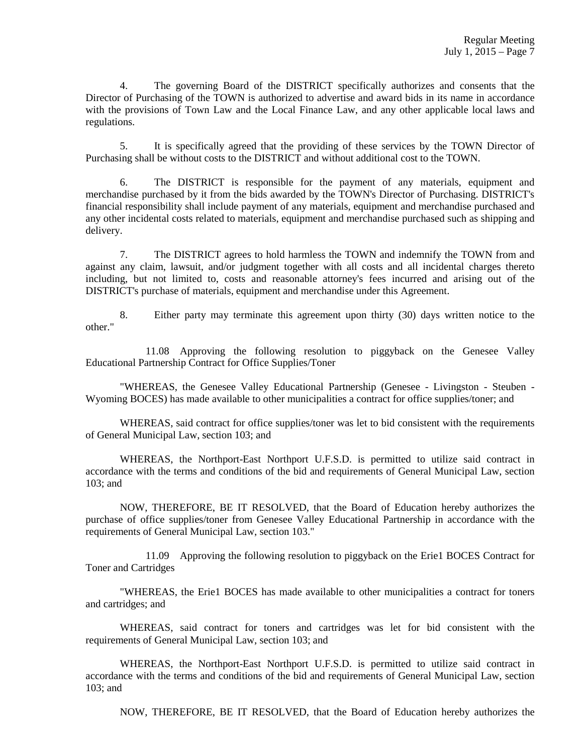4. The governing Board of the DISTRICT specifically authorizes and consents that the Director of Purchasing of the TOWN is authorized to advertise and award bids in its name in accordance with the provisions of Town Law and the Local Finance Law, and any other applicable local laws and regulations.

5. It is specifically agreed that the providing of these services by the TOWN Director of Purchasing shall be without costs to the DISTRICT and without additional cost to the TOWN.

6. The DISTRICT is responsible for the payment of any materials, equipment and merchandise purchased by it from the bids awarded by the TOWN's Director of Purchasing. DISTRICT's financial responsibility shall include payment of any materials, equipment and merchandise purchased and any other incidental costs related to materials, equipment and merchandise purchased such as shipping and delivery.

7. The DISTRICT agrees to hold harmless the TOWN and indemnify the TOWN from and against any claim, lawsuit, and/or judgment together with all costs and all incidental charges thereto including, but not limited to, costs and reasonable attorney's fees incurred and arising out of the DISTRICT's purchase of materials, equipment and merchandise under this Agreement.

8. Either party may terminate this agreement upon thirty (30) days written notice to the other."

11.08 Approving the following resolution to piggyback on the Genesee Valley Educational Partnership Contract for Office Supplies/Toner

"WHEREAS, the Genesee Valley Educational Partnership (Genesee - Livingston - Steuben - Wyoming BOCES) has made available to other municipalities a contract for office supplies/toner; and

WHEREAS, said contract for office supplies/toner was let to bid consistent with the requirements of General Municipal Law, section 103; and

WHEREAS, the Northport-East Northport U.F.S.D. is permitted to utilize said contract in accordance with the terms and conditions of the bid and requirements of General Municipal Law, section 103; and

NOW, THEREFORE, BE IT RESOLVED, that the Board of Education hereby authorizes the purchase of office supplies/toner from Genesee Valley Educational Partnership in accordance with the requirements of General Municipal Law, section 103."

11.09 Approving the following resolution to piggyback on the Erie1 BOCES Contract for Toner and Cartridges

"WHEREAS, the Erie1 BOCES has made available to other municipalities a contract for toners and cartridges; and

WHEREAS, said contract for toners and cartridges was let for bid consistent with the requirements of General Municipal Law, section 103; and

WHEREAS, the Northport-East Northport U.F.S.D. is permitted to utilize said contract in accordance with the terms and conditions of the bid and requirements of General Municipal Law, section 103; and

NOW, THEREFORE, BE IT RESOLVED, that the Board of Education hereby authorizes the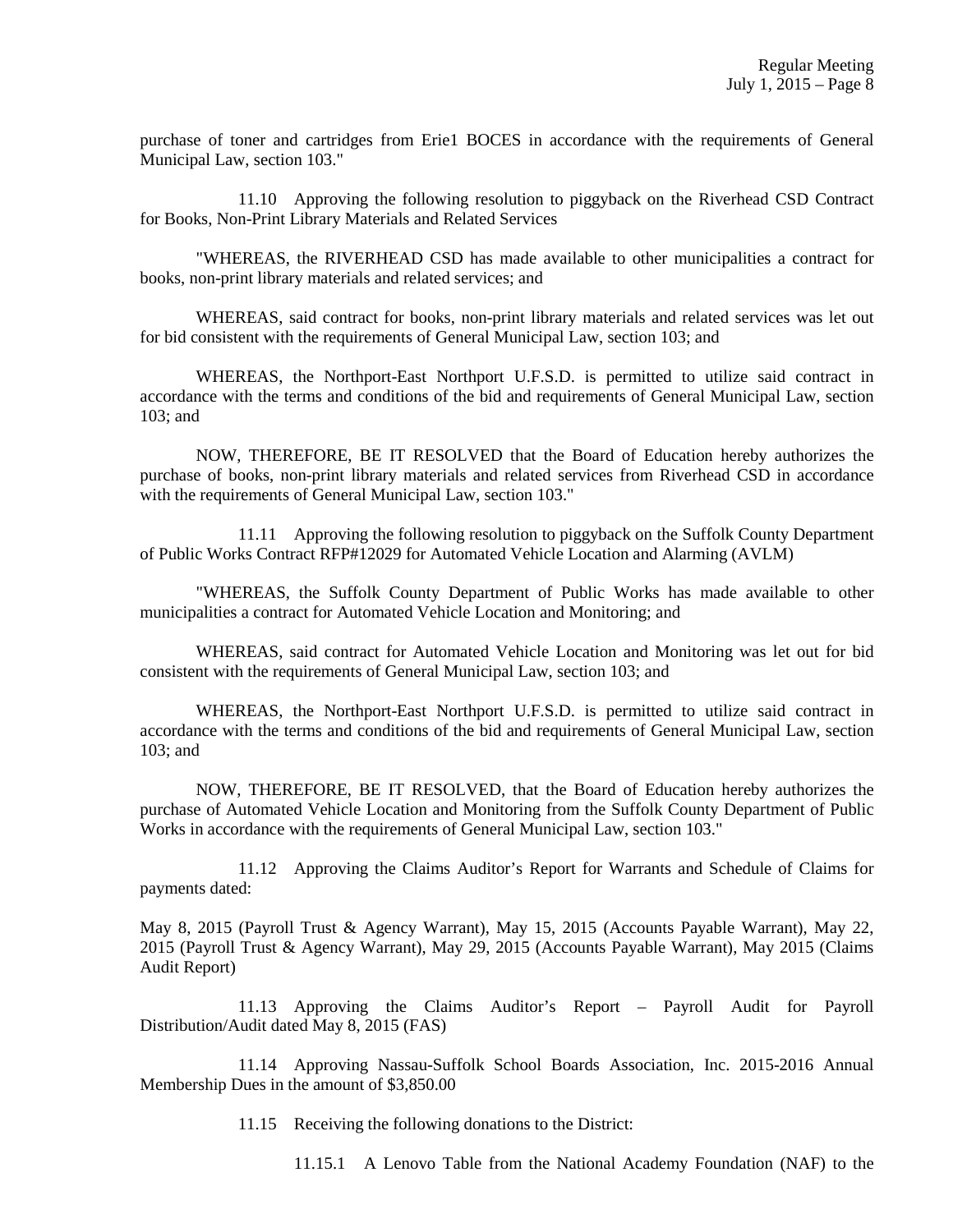purchase of toner and cartridges from Erie1 BOCES in accordance with the requirements of General Municipal Law, section 103."

11.10 Approving the following resolution to piggyback on the Riverhead CSD Contract for Books, Non-Print Library Materials and Related Services

"WHEREAS, the RIVERHEAD CSD has made available to other municipalities a contract for books, non-print library materials and related services; and

WHEREAS, said contract for books, non-print library materials and related services was let out for bid consistent with the requirements of General Municipal Law, section 103; and

WHEREAS, the Northport-East Northport U.F.S.D. is permitted to utilize said contract in accordance with the terms and conditions of the bid and requirements of General Municipal Law, section 103; and

NOW, THEREFORE, BE IT RESOLVED that the Board of Education hereby authorizes the purchase of books, non-print library materials and related services from Riverhead CSD in accordance with the requirements of General Municipal Law, section 103."

11.11 Approving the following resolution to piggyback on the Suffolk County Department of Public Works Contract RFP#12029 for Automated Vehicle Location and Alarming (AVLM)

"WHEREAS, the Suffolk County Department of Public Works has made available to other municipalities a contract for Automated Vehicle Location and Monitoring; and

WHEREAS, said contract for Automated Vehicle Location and Monitoring was let out for bid consistent with the requirements of General Municipal Law, section 103; and

WHEREAS, the Northport-East Northport U.F.S.D. is permitted to utilize said contract in accordance with the terms and conditions of the bid and requirements of General Municipal Law, section 103; and

NOW, THEREFORE, BE IT RESOLVED, that the Board of Education hereby authorizes the purchase of Automated Vehicle Location and Monitoring from the Suffolk County Department of Public Works in accordance with the requirements of General Municipal Law, section 103."

11.12 Approving the Claims Auditor's Report for Warrants and Schedule of Claims for payments dated:

May 8, 2015 (Payroll Trust & Agency Warrant), May 15, 2015 (Accounts Payable Warrant), May 22, 2015 (Payroll Trust & Agency Warrant), May 29, 2015 (Accounts Payable Warrant), May 2015 (Claims Audit Report)

11.13 Approving the Claims Auditor's Report – Payroll Audit for Payroll Distribution/Audit dated May 8, 2015 (FAS)

11.14 Approving Nassau-Suffolk School Boards Association, Inc. 2015-2016 Annual Membership Dues in the amount of $3,850.00

11.15 Receiving the following donations to the District:

11.15.1 A Lenovo Table from the National Academy Foundation (NAF) to the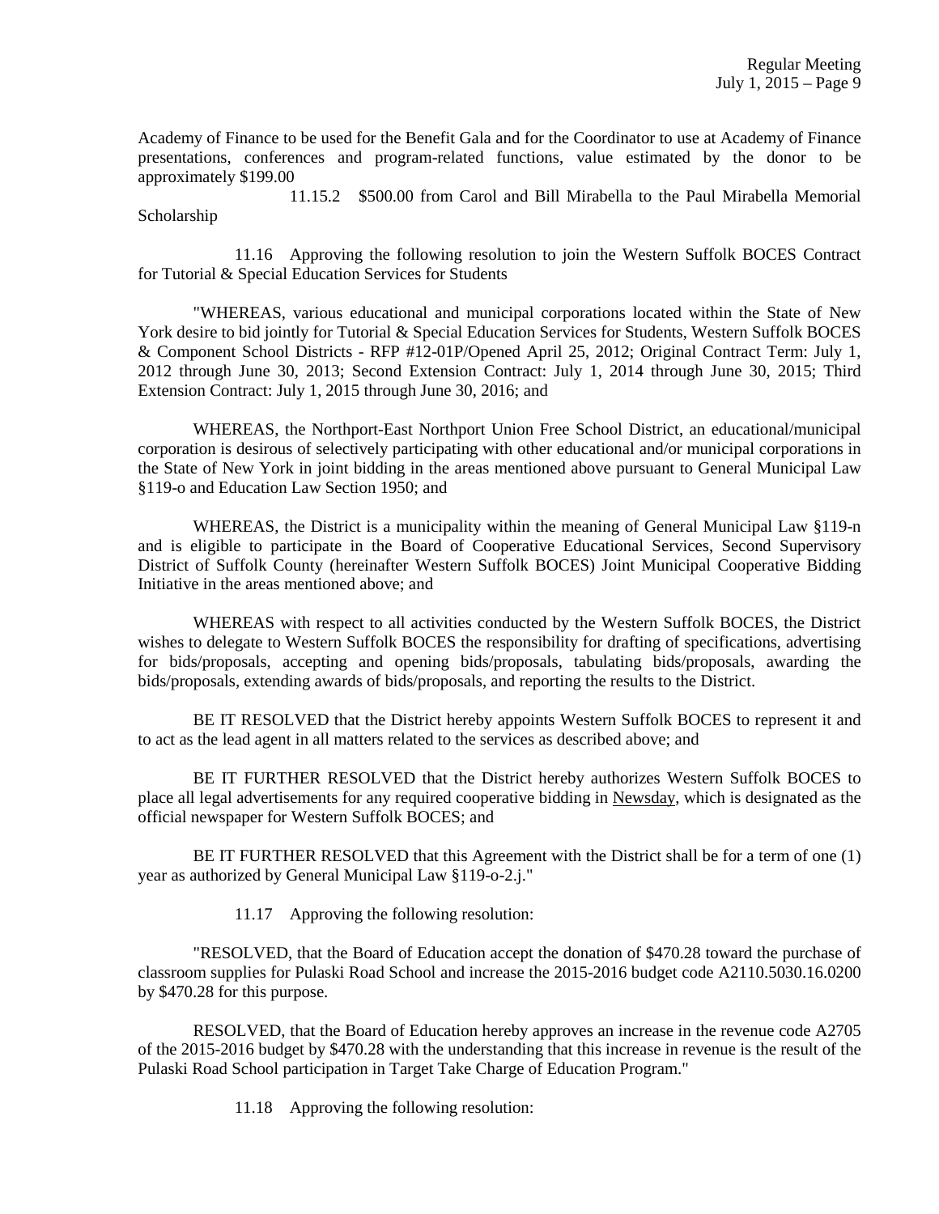Academy of Finance to be used for the Benefit Gala and for the Coordinator to use at Academy of Finance presentations, conferences and program-related functions, value estimated by the donor to be approximately $199.00

11.15.2 $500.00 from Carol and Bill Mirabella to the Paul Mirabella Memorial Scholarship

11.16 Approving the following resolution to join the Western Suffolk BOCES Contract for Tutorial & Special Education Services for Students

"WHEREAS, various educational and municipal corporations located within the State of New York desire to bid jointly for Tutorial & Special Education Services for Students, Western Suffolk BOCES & Component School Districts - RFP #12-01P/Opened April 25, 2012; Original Contract Term: July 1, 2012 through June 30, 2013; Second Extension Contract: July 1, 2014 through June 30, 2015; Third Extension Contract: July 1, 2015 through June 30, 2016; and

WHEREAS, the Northport-East Northport Union Free School District, an educational/municipal corporation is desirous of selectively participating with other educational and/or municipal corporations in the State of New York in joint bidding in the areas mentioned above pursuant to General Municipal Law §119-o and Education Law Section 1950; and

WHEREAS, the District is a municipality within the meaning of General Municipal Law §119-n and is eligible to participate in the Board of Cooperative Educational Services, Second Supervisory District of Suffolk County (hereinafter Western Suffolk BOCES) Joint Municipal Cooperative Bidding Initiative in the areas mentioned above; and

WHEREAS with respect to all activities conducted by the Western Suffolk BOCES, the District wishes to delegate to Western Suffolk BOCES the responsibility for drafting of specifications, advertising for bids/proposals, accepting and opening bids/proposals, tabulating bids/proposals, awarding the bids/proposals, extending awards of bids/proposals, and reporting the results to the District.

BE IT RESOLVED that the District hereby appoints Western Suffolk BOCES to represent it and to act as the lead agent in all matters related to the services as described above; and

BE IT FURTHER RESOLVED that the District hereby authorizes Western Suffolk BOCES to place all legal advertisements for any required cooperative bidding in Newsday, which is designated as the official newspaper for Western Suffolk BOCES; and

BE IT FURTHER RESOLVED that this Agreement with the District shall be for a term of one (1) year as authorized by General Municipal Law §119-o-2.j."

11.17 Approving the following resolution:

"RESOLVED, that the Board of Education accept the donation of $470.28 toward the purchase of classroom supplies for Pulaski Road School and increase the 2015-2016 budget code A2110.5030.16.0200 by $470.28 for this purpose.

RESOLVED, that the Board of Education hereby approves an increase in the revenue code A2705 of the 2015-2016 budget by $470.28 with the understanding that this increase in revenue is the result of the Pulaski Road School participation in Target Take Charge of Education Program."

11.18 Approving the following resolution: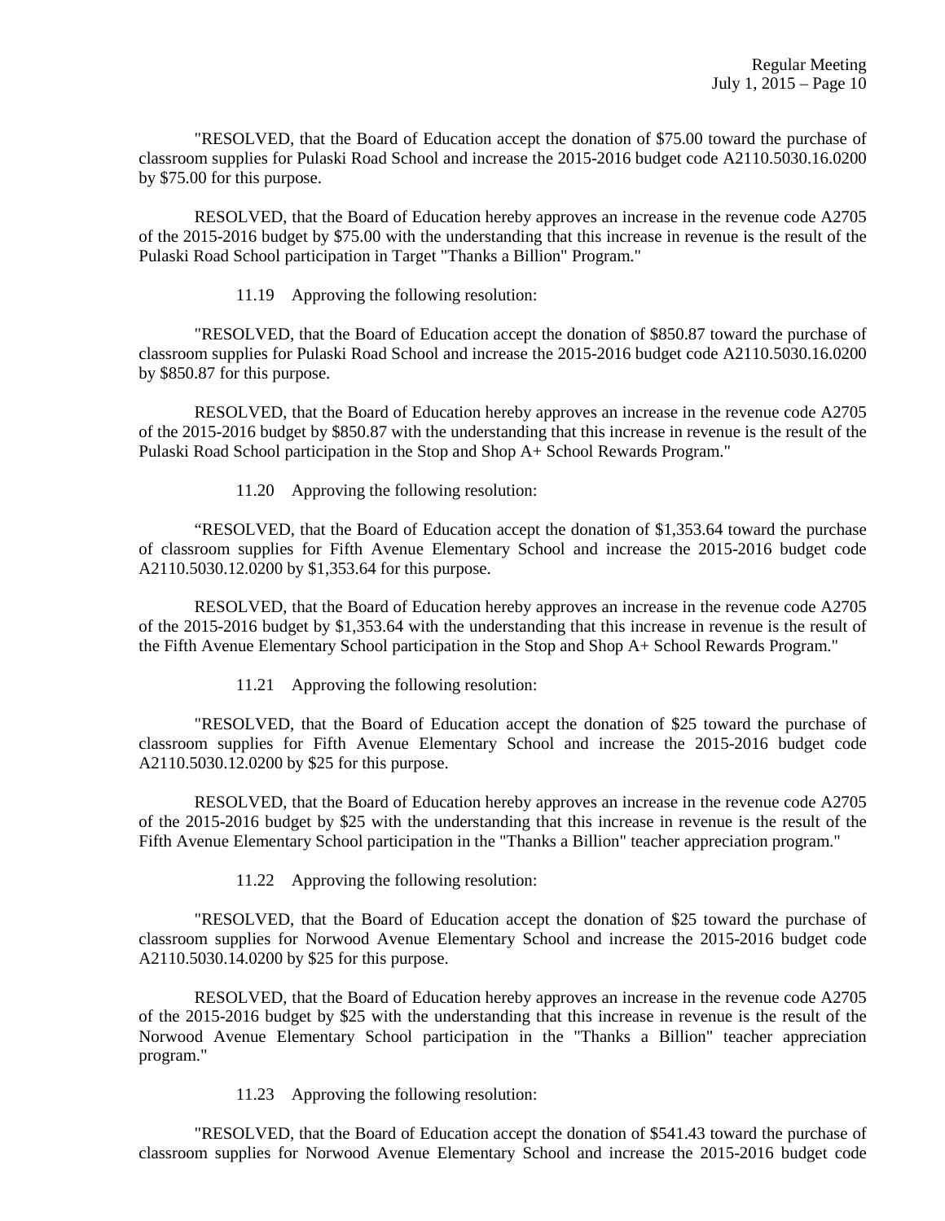"RESOLVED, that the Board of Education accept the donation of $75.00 toward the purchase of classroom supplies for Pulaski Road School and increase the 2015-2016 budget code A2110.5030.16.0200 by $75.00 for this purpose.

RESOLVED, that the Board of Education hereby approves an increase in the revenue code A2705 of the 2015-2016 budget by $75.00 with the understanding that this increase in revenue is the result of the Pulaski Road School participation in Target "Thanks a Billion" Program."

11.19 Approving the following resolution:

"RESOLVED, that the Board of Education accept the donation of $850.87 toward the purchase of classroom supplies for Pulaski Road School and increase the 2015-2016 budget code A2110.5030.16.0200 by $850.87 for this purpose.

RESOLVED, that the Board of Education hereby approves an increase in the revenue code A2705 of the 2015-2016 budget by $850.87 with the understanding that this increase in revenue is the result of the Pulaski Road School participation in the Stop and Shop A+ School Rewards Program."

11.20 Approving the following resolution:

"RESOLVED, that the Board of Education accept the donation of $1,353.64 toward the purchase of classroom supplies for Fifth Avenue Elementary School and increase the 2015-2016 budget code A2110.5030.12.0200 by $1,353.64 for this purpose.

RESOLVED, that the Board of Education hereby approves an increase in the revenue code A2705 of the 2015-2016 budget by $1,353.64 with the understanding that this increase in revenue is the result of the Fifth Avenue Elementary School participation in the Stop and Shop A+ School Rewards Program."

11.21 Approving the following resolution:

"RESOLVED, that the Board of Education accept the donation of $25 toward the purchase of classroom supplies for Fifth Avenue Elementary School and increase the 2015-2016 budget code A2110.5030.12.0200 by $25 for this purpose.

RESOLVED, that the Board of Education hereby approves an increase in the revenue code A2705 of the 2015-2016 budget by $25 with the understanding that this increase in revenue is the result of the Fifth Avenue Elementary School participation in the "Thanks a Billion" teacher appreciation program."

11.22 Approving the following resolution:

"RESOLVED, that the Board of Education accept the donation of $25 toward the purchase of classroom supplies for Norwood Avenue Elementary School and increase the 2015-2016 budget code A2110.5030.14.0200 by $25 for this purpose.

RESOLVED, that the Board of Education hereby approves an increase in the revenue code A2705 of the 2015-2016 budget by $25 with the understanding that this increase in revenue is the result of the Norwood Avenue Elementary School participation in the "Thanks a Billion" teacher appreciation program."

11.23 Approving the following resolution:

"RESOLVED, that the Board of Education accept the donation of $541.43 toward the purchase of classroom supplies for Norwood Avenue Elementary School and increase the 2015-2016 budget code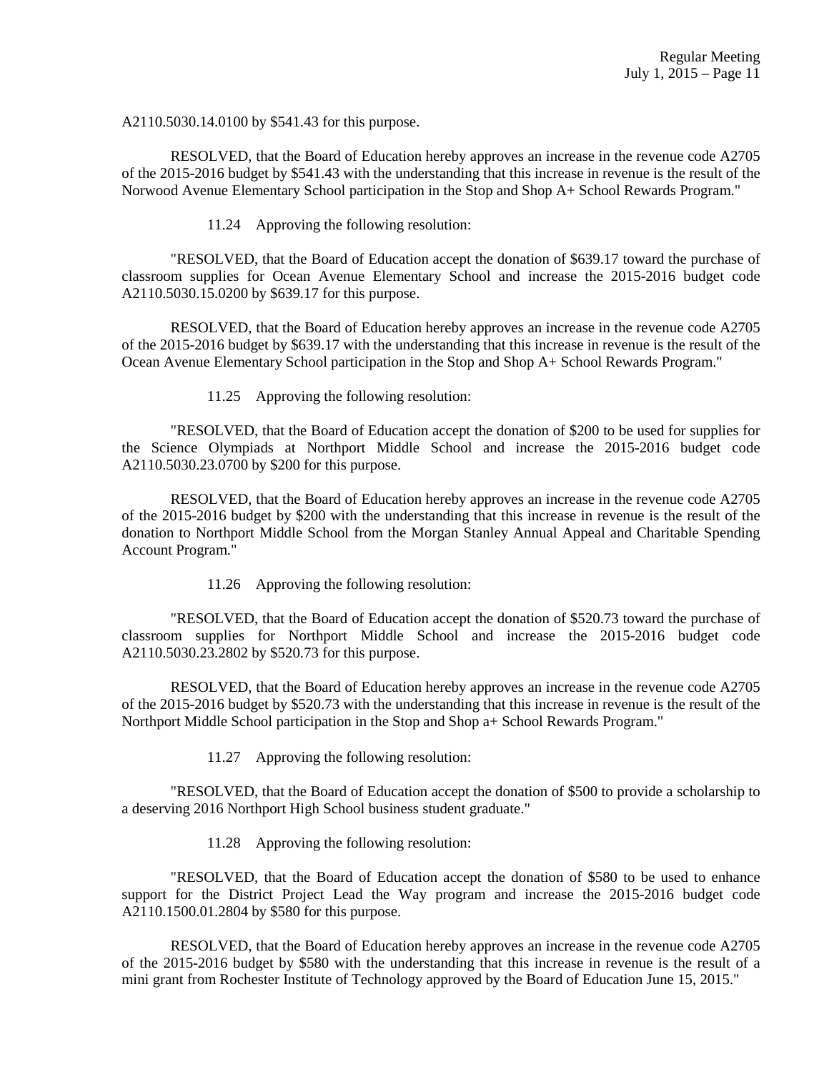A2110.5030.14.0100 by $541.43 for this purpose.

RESOLVED, that the Board of Education hereby approves an increase in the revenue code A2705 of the 2015-2016 budget by $541.43 with the understanding that this increase in revenue is the result of the Norwood Avenue Elementary School participation in the Stop and Shop A+ School Rewards Program."

11.24 Approving the following resolution:

"RESOLVED, that the Board of Education accept the donation of $639.17 toward the purchase of classroom supplies for Ocean Avenue Elementary School and increase the 2015-2016 budget code A2110.5030.15.0200 by $639.17 for this purpose.

RESOLVED, that the Board of Education hereby approves an increase in the revenue code A2705 of the 2015-2016 budget by $639.17 with the understanding that this increase in revenue is the result of the Ocean Avenue Elementary School participation in the Stop and Shop A+ School Rewards Program."

11.25 Approving the following resolution:

"RESOLVED, that the Board of Education accept the donation of $200 to be used for supplies for the Science Olympiads at Northport Middle School and increase the 2015-2016 budget code A2110.5030.23.0700 by $200 for this purpose.

RESOLVED, that the Board of Education hereby approves an increase in the revenue code A2705 of the 2015-2016 budget by $200 with the understanding that this increase in revenue is the result of the donation to Northport Middle School from the Morgan Stanley Annual Appeal and Charitable Spending Account Program."

11.26 Approving the following resolution:

"RESOLVED, that the Board of Education accept the donation of $520.73 toward the purchase of classroom supplies for Northport Middle School and increase the 2015-2016 budget code A2110.5030.23.2802 by $520.73 for this purpose.

RESOLVED, that the Board of Education hereby approves an increase in the revenue code A2705 of the 2015-2016 budget by $520.73 with the understanding that this increase in revenue is the result of the Northport Middle School participation in the Stop and Shop a+ School Rewards Program."

11.27 Approving the following resolution:

"RESOLVED, that the Board of Education accept the donation of $500 to provide a scholarship to a deserving 2016 Northport High School business student graduate."

11.28 Approving the following resolution:

"RESOLVED, that the Board of Education accept the donation of $580 to be used to enhance support for the District Project Lead the Way program and increase the 2015-2016 budget code A2110.1500.01.2804 by $580 for this purpose.

RESOLVED, that the Board of Education hereby approves an increase in the revenue code A2705 of the 2015-2016 budget by $580 with the understanding that this increase in revenue is the result of a mini grant from Rochester Institute of Technology approved by the Board of Education June 15, 2015."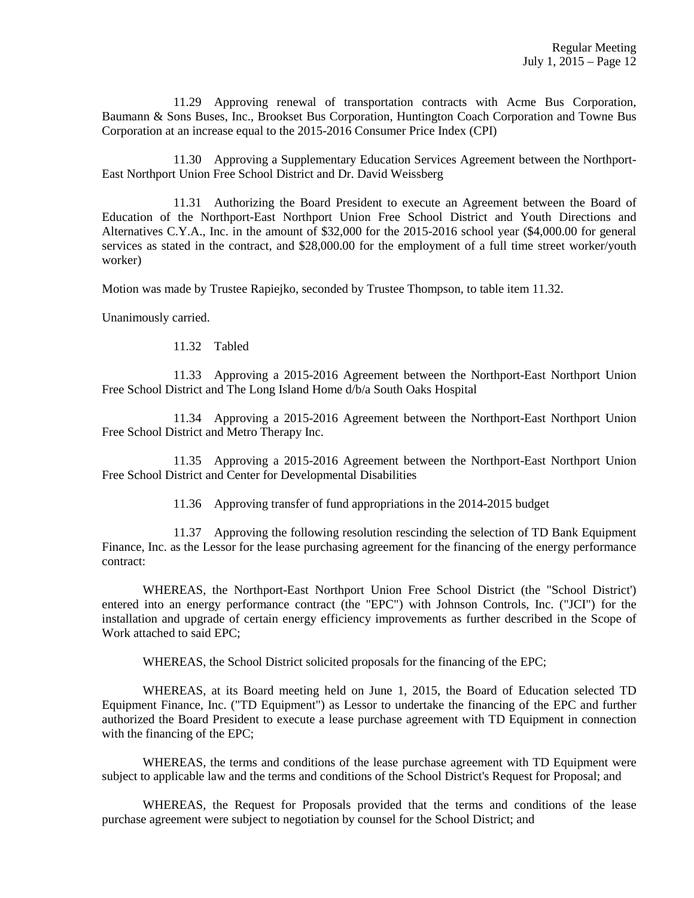11.29 Approving renewal of transportation contracts with Acme Bus Corporation, Baumann & Sons Buses, Inc., Brookset Bus Corporation, Huntington Coach Corporation and Towne Bus Corporation at an increase equal to the 2015-2016 Consumer Price Index (CPI)

11.30 Approving a Supplementary Education Services Agreement between the Northport-East Northport Union Free School District and Dr. David Weissberg

11.31 Authorizing the Board President to execute an Agreement between the Board of Education of the Northport-East Northport Union Free School District and Youth Directions and Alternatives C.Y.A., Inc. in the amount of $32,000 for the 2015-2016 school year ($4,000.00 for general services as stated in the contract, and $28,000.00 for the employment of a full time street worker/youth worker)

Motion was made by Trustee Rapiejko, seconded by Trustee Thompson, to table item 11.32.

Unanimously carried.

11.32 Tabled

11.33 Approving a 2015-2016 Agreement between the Northport-East Northport Union Free School District and The Long Island Home d/b/a South Oaks Hospital

11.34 Approving a 2015-2016 Agreement between the Northport-East Northport Union Free School District and Metro Therapy Inc.

11.35 Approving a 2015-2016 Agreement between the Northport-East Northport Union Free School District and Center for Developmental Disabilities

11.36 Approving transfer of fund appropriations in the 2014-2015 budget

11.37 Approving the following resolution rescinding the selection of TD Bank Equipment Finance, Inc. as the Lessor for the lease purchasing agreement for the financing of the energy performance contract:

WHEREAS, the Northport-East Northport Union Free School District (the "School District') entered into an energy performance contract (the "EPC") with Johnson Controls, Inc. ("JCI") for the installation and upgrade of certain energy efficiency improvements as further described in the Scope of Work attached to said EPC;

WHEREAS, the School District solicited proposals for the financing of the EPC;

WHEREAS, at its Board meeting held on June 1, 2015, the Board of Education selected TD Equipment Finance, Inc. ("TD Equipment") as Lessor to undertake the financing of the EPC and further authorized the Board President to execute a lease purchase agreement with TD Equipment in connection with the financing of the EPC;

WHEREAS, the terms and conditions of the lease purchase agreement with TD Equipment were subject to applicable law and the terms and conditions of the School District's Request for Proposal; and

WHEREAS, the Request for Proposals provided that the terms and conditions of the lease purchase agreement were subject to negotiation by counsel for the School District; and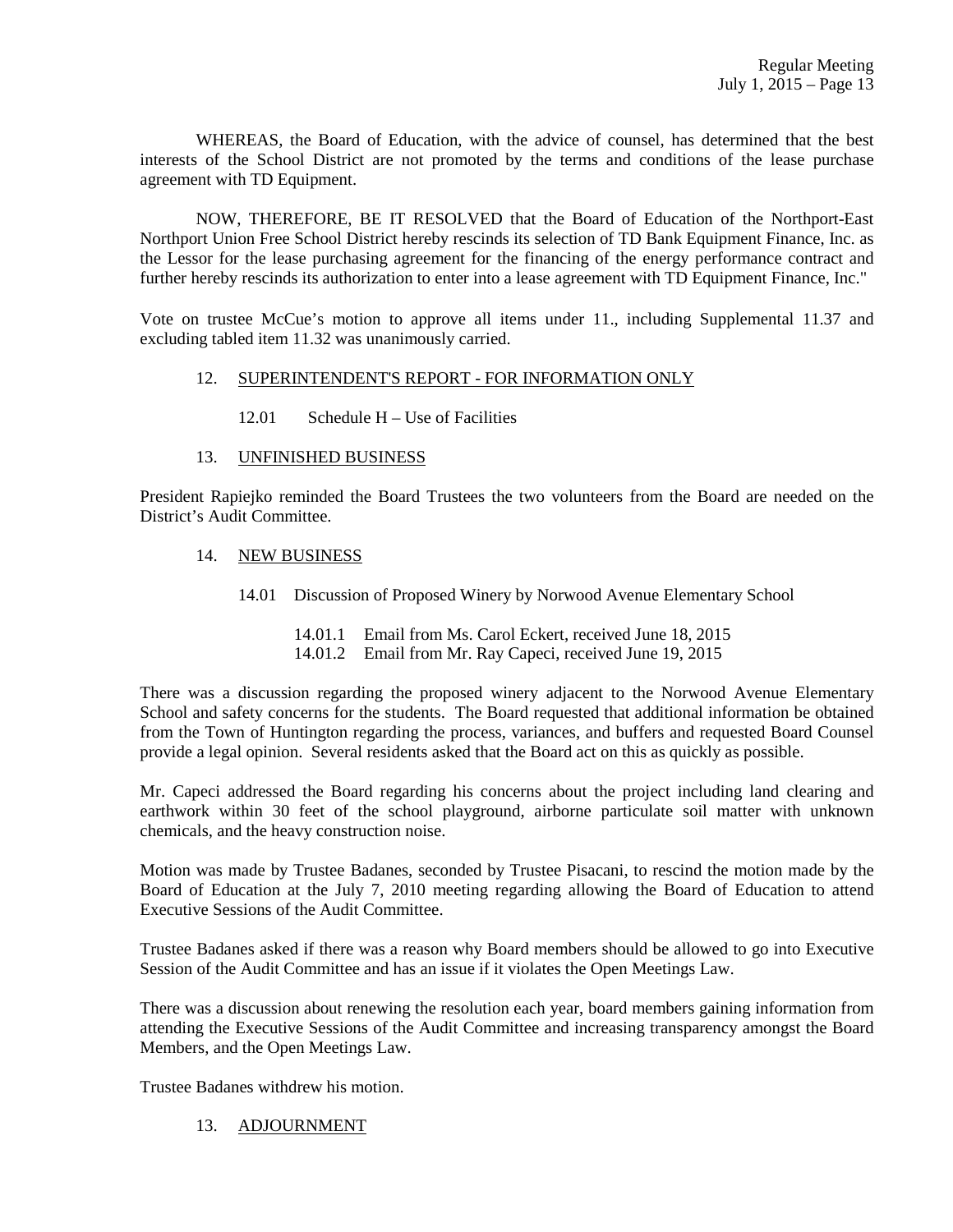WHEREAS, the Board of Education, with the advice of counsel, has determined that the best interests of the School District are not promoted by the terms and conditions of the lease purchase agreement with TD Equipment.

NOW, THEREFORE, BE IT RESOLVED that the Board of Education of the Northport-East Northport Union Free School District hereby rescinds its selection of TD Bank Equipment Finance, Inc. as the Lessor for the lease purchasing agreement for the financing of the energy performance contract and further hereby rescinds its authorization to enter into a lease agreement with TD Equipment Finance, Inc."

Vote on trustee McCue's motion to approve all items under 11., including Supplemental 11.37 and excluding tabled item 11.32 was unanimously carried.

12. SUPERINTENDENT'S REPORT - FOR INFORMATION ONLY

    12.01 Schedule H – Use of Facilities

13. UNFINISHED BUSINESS

President Rapiejko reminded the Board Trustees the two volunteers from the Board are needed on the District's Audit Committee.

14. NEW BUSINESS

    14.01 Discussion of Proposed Winery by Norwood Avenue Elementary School

        14.01.1 Email from Ms. Carol Eckert, received June 18, 2015
        14.01.2 Email from Mr. Ray Capeci, received June 19, 2015

There was a discussion regarding the proposed winery adjacent to the Norwood Avenue Elementary School and safety concerns for the students. The Board requested that additional information be obtained from the Town of Huntington regarding the process, variances, and buffers and requested Board Counsel provide a legal opinion. Several residents asked that the Board act on this as quickly as possible.

Mr. Capeci addressed the Board regarding his concerns about the project including land clearing and earthwork within 30 feet of the school playground, airborne particulate soil matter with unknown chemicals, and the heavy construction noise.

Motion was made by Trustee Badanes, seconded by Trustee Pisacani, to rescind the motion made by the Board of Education at the July 7, 2010 meeting regarding allowing the Board of Education to attend Executive Sessions of the Audit Committee.

Trustee Badanes asked if there was a reason why Board members should be allowed to go into Executive Session of the Audit Committee and has an issue if it violates the Open Meetings Law.

There was a discussion about renewing the resolution each year, board members gaining information from attending the Executive Sessions of the Audit Committee and increasing transparency amongst the Board Members, and the Open Meetings Law.

Trustee Badanes withdrew his motion.

13. ADJOURNMENT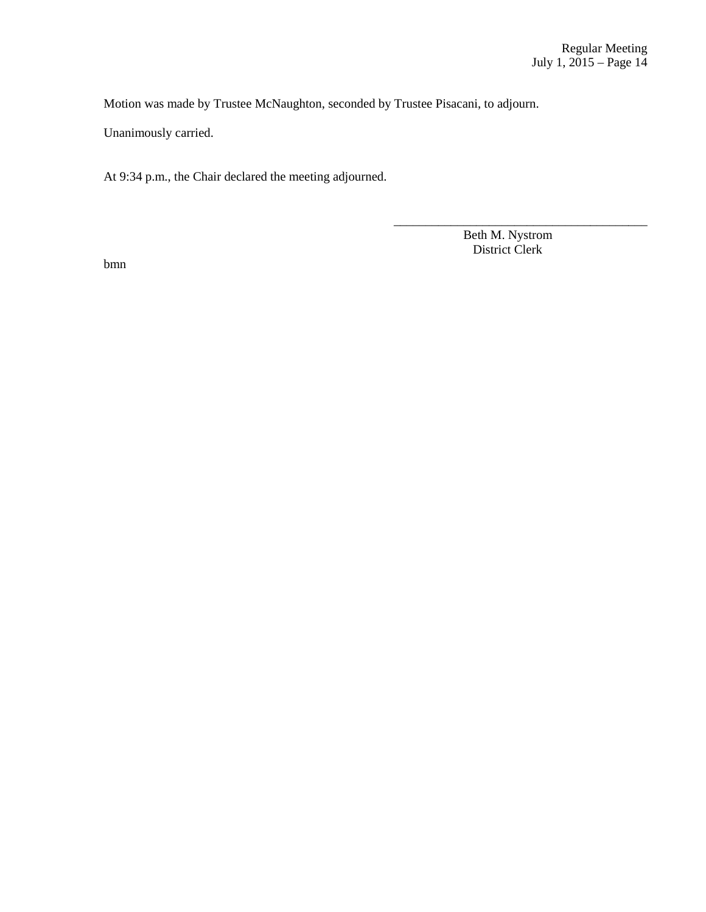Motion was made by Trustee McNaughton, seconded by Trustee Pisacani, to adjourn.

Unanimously carried.

At 9:34 p.m., the Chair declared the meeting adjourned.

\_\_\_\_\_\_\_\_\_\_\_\_\_\_\_\_\_\_\_\_\_\_\_\_\_\_\_\_\_\_\_\_\_\_\_\_\_\_\_\_

Beth M. Nystrom
District Clerk

bmn